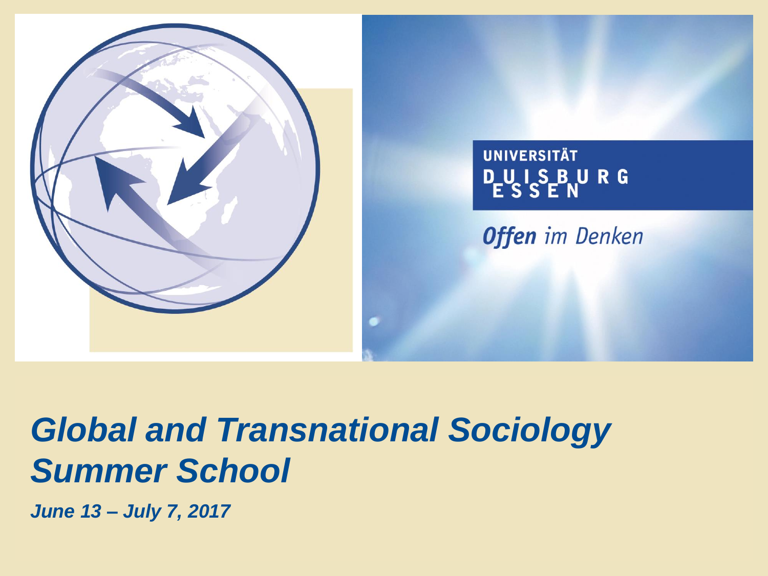UNIVERSITÄT DUISBURG ESSEN

*Offen im Denken*

# *Global and Transnational Sociology Summer School*

***June 13 – July 7, 2017***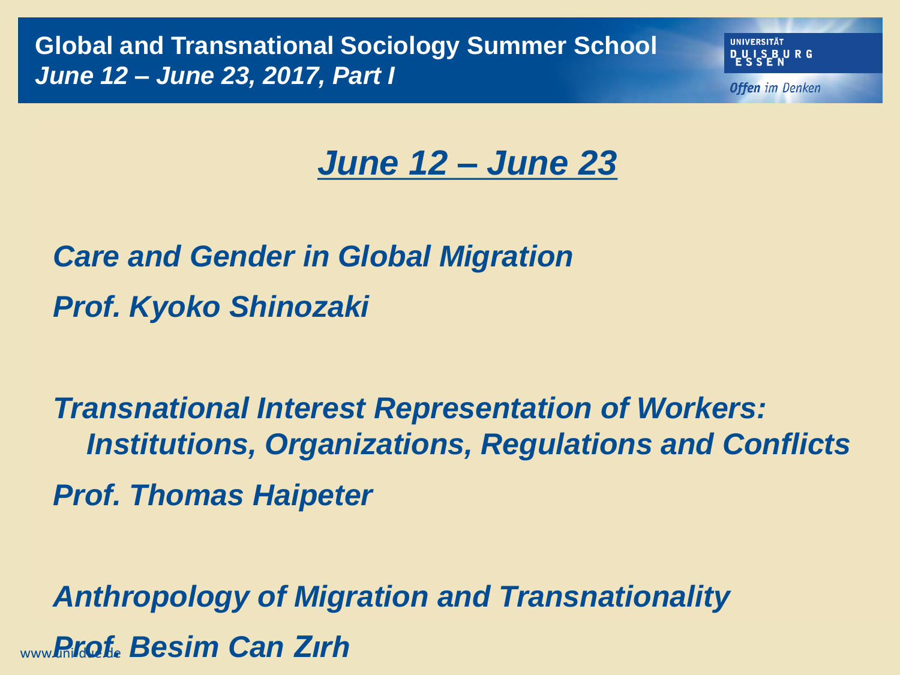## June 12 – June 23

*Care and Gender in Global Migration*

*Prof. Kyoko Shinozaki*

*Transnational Interest Representation of Workers: Institutions, Organizations, Regulations and Conflicts*

*Prof. Thomas Haipeter*

*Anthropology of Migration and Transnationality*

*Prof. Besim Can Zırh*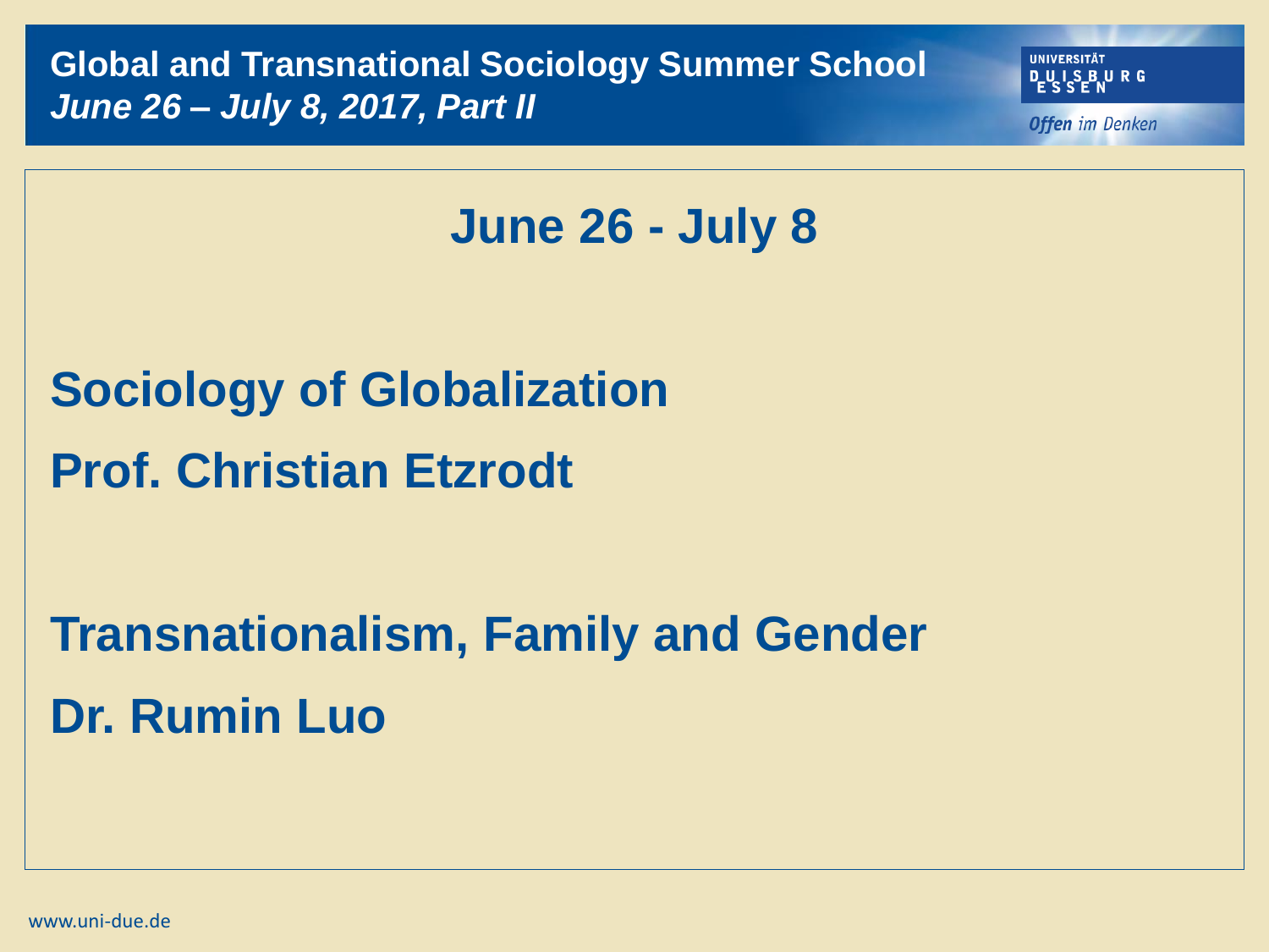## June 26 - July 8

**Sociology of Globalization**

**Prof. Christian Etzrodt**

**Transnationalism, Family and Gender**

**Dr. Rumin Luo**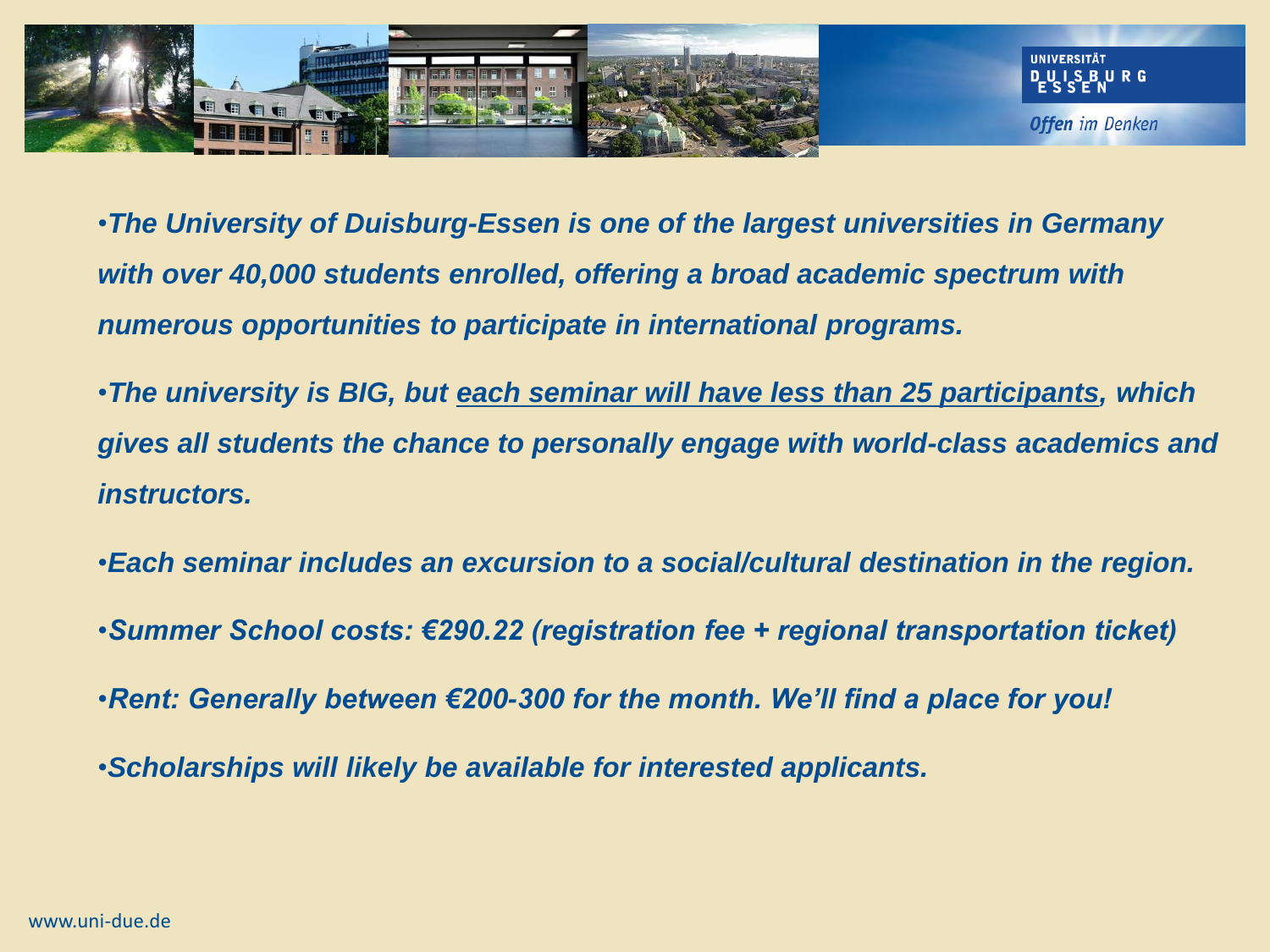- ***The University of Duisburg-Essen is one of the largest universities in Germany with over 40,000 students enrolled, offering a broad academic spectrum with numerous opportunities to participate in international programs.***
- ***The university is BIG, but <u>each seminar will have less than 25 participants</u>, which gives all students the chance to personally engage with world-class academics and instructors.***
- ***Each seminar includes an excursion to a social/cultural destination in the region.***
- ***Summer School costs: €290.22 (registration fee + regional transportation ticket)***
- ***Rent: Generally between €200-300 for the month. We'll find a place for you!***
- ***Scholarships will likely be available for interested applicants.***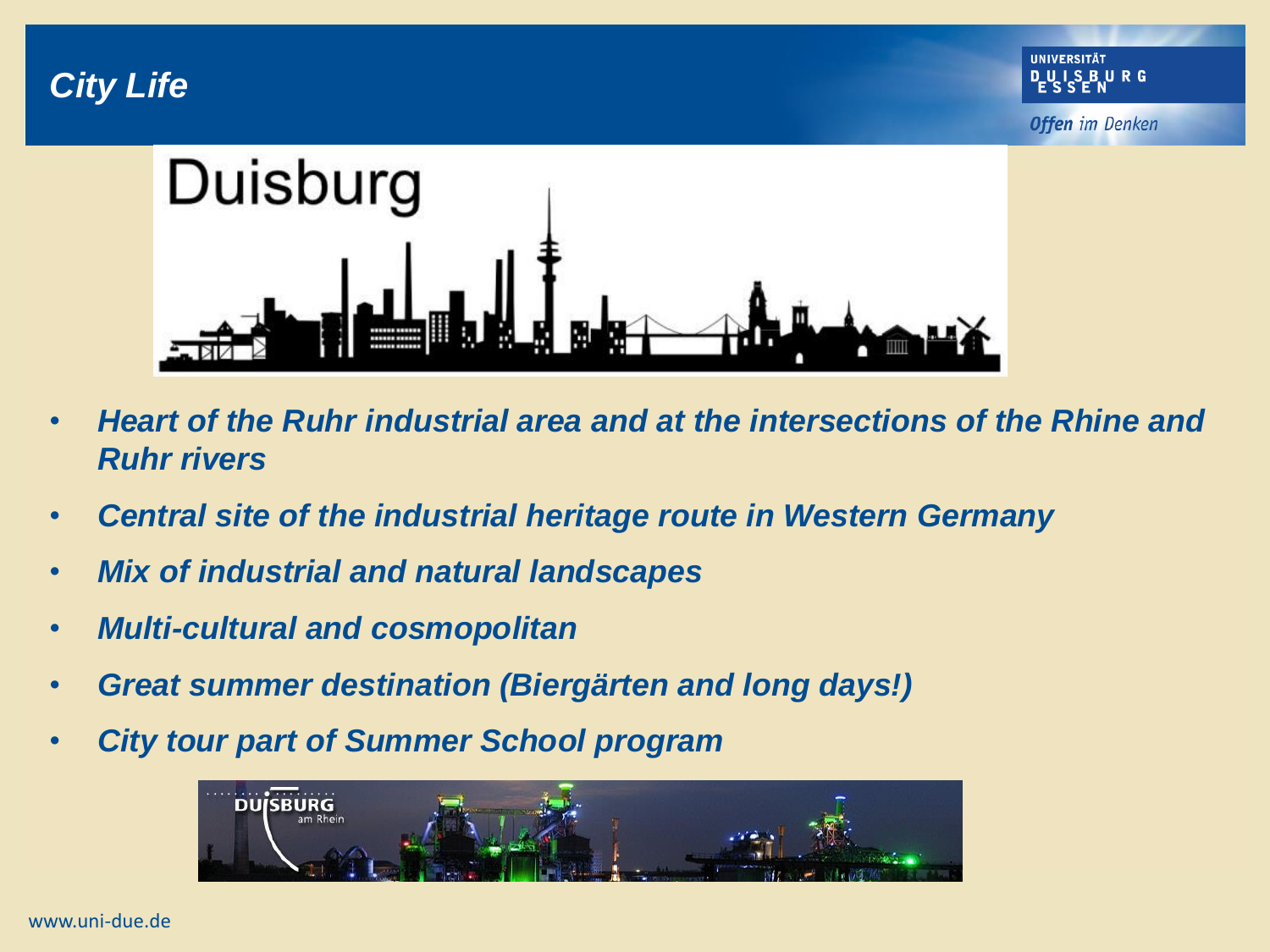# City Life

- ***Heart of the Ruhr industrial area and at the intersections of the Rhine and Ruhr rivers***
- ***Central site of the industrial heritage route in Western Germany***
- ***Mix of industrial and natural landscapes***
- ***Multi-cultural and cosmopolitan***
- ***Great summer destination (Biergärten and long days!)***
- ***City tour part of Summer School program***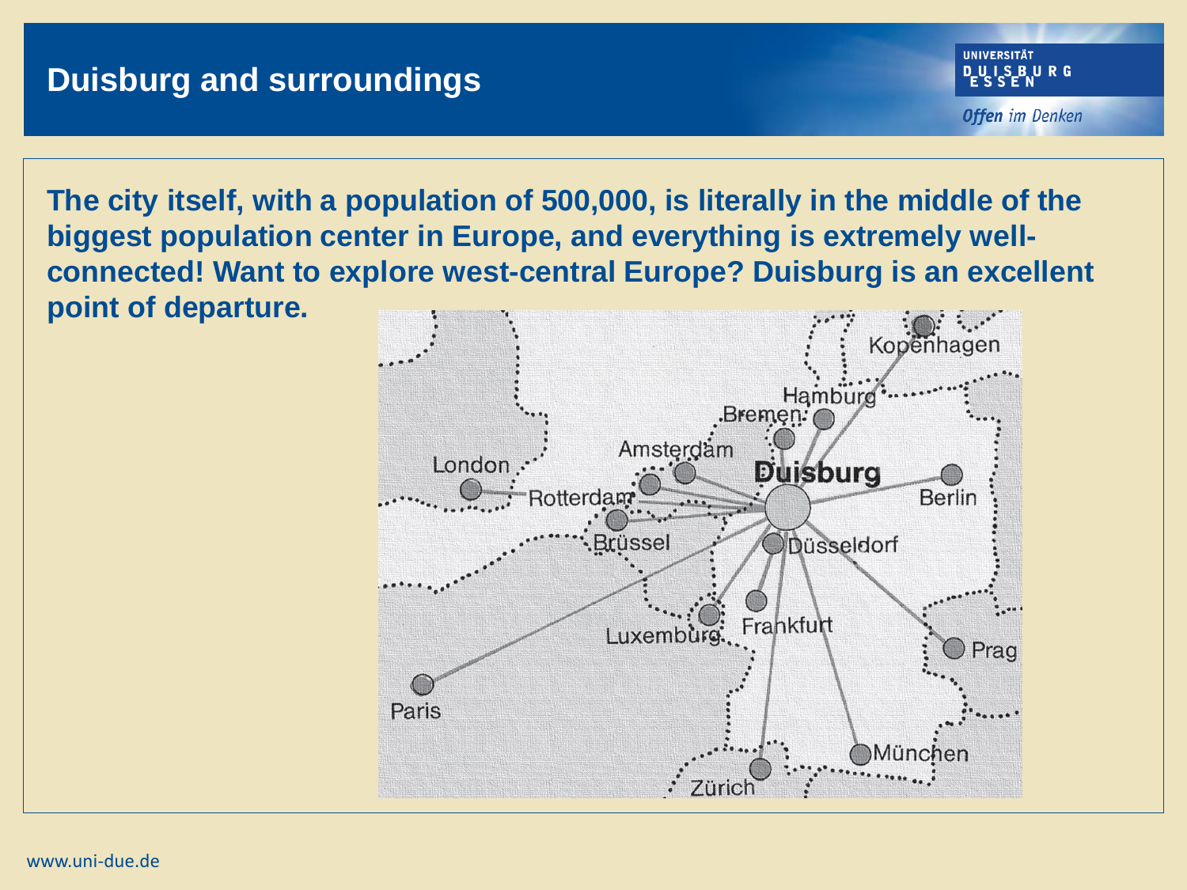# Duisburg and surroundings

**The city itself, with a population of 500,000, is literally in the middle of the biggest population center in Europe, and everything is extremely well-connected! Want to explore west-central Europe? Duisburg is an excellent point of departure.**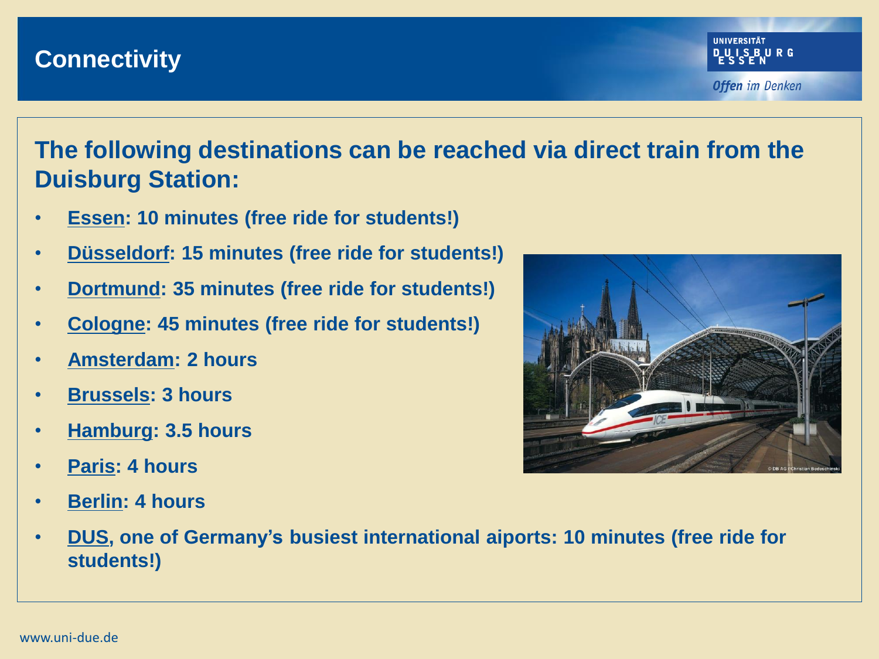# Connectivity

## The following destinations can be reached via direct train from the Duisburg Station:

- **Essen: 10 minutes (free ride for students!)**
- **Düsseldorf: 15 minutes (free ride for students!)**
- **Dortmund: 35 minutes (free ride for students!)**
- **Cologne: 45 minutes (free ride for students!)**
- **Amsterdam: 2 hours**
- **Brussels: 3 hours**
- **Hamburg: 3.5 hours**
- **Paris: 4 hours**
- **Berlin: 4 hours**
- **DUS, one of Germany's busiest international aiports: 10 minutes (free ride for students!)**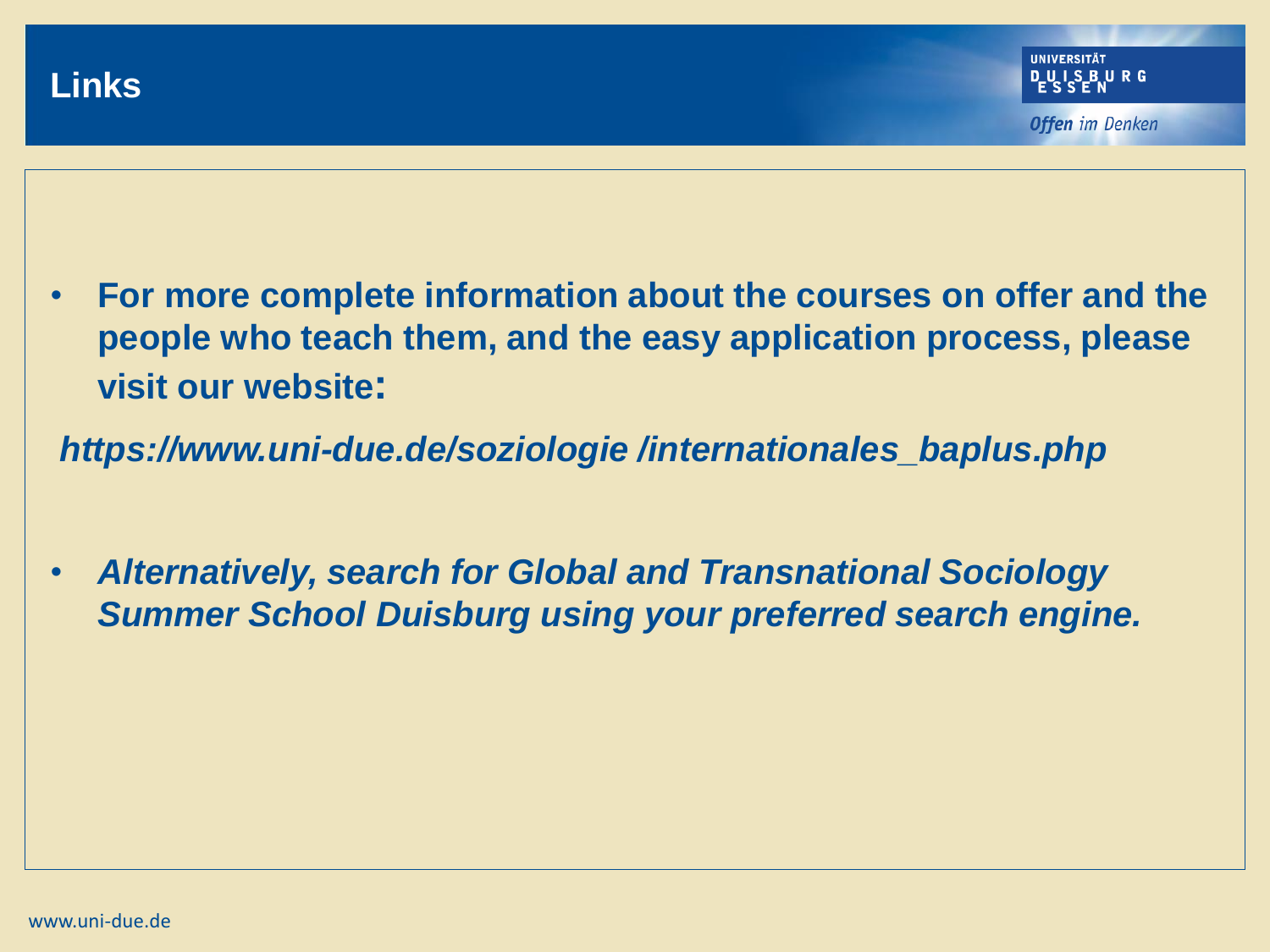# Links

- **For more complete information about the courses on offer and the people who teach them, and the easy application process, please visit our website:**

***https://www.uni-due.de/soziologie /internationales_baplus.php***

- ***Alternatively, search for Global and Transnational Sociology Summer School Duisburg using your preferred search engine.***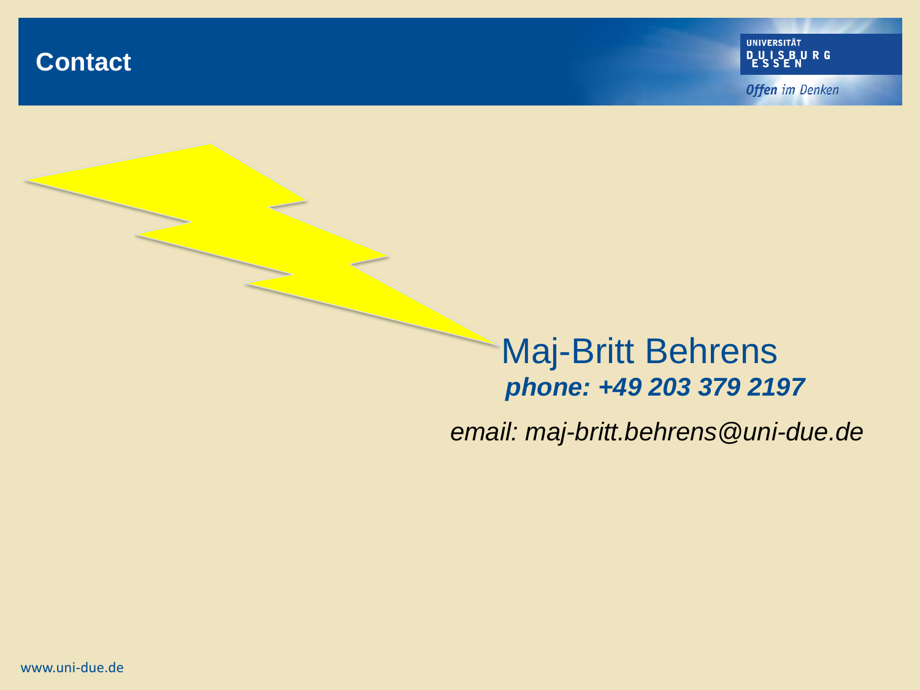# Contact

Maj-Britt Behrens

***phone: +49 203 379 2197***

*email: maj-britt.behrens@uni-due.de*